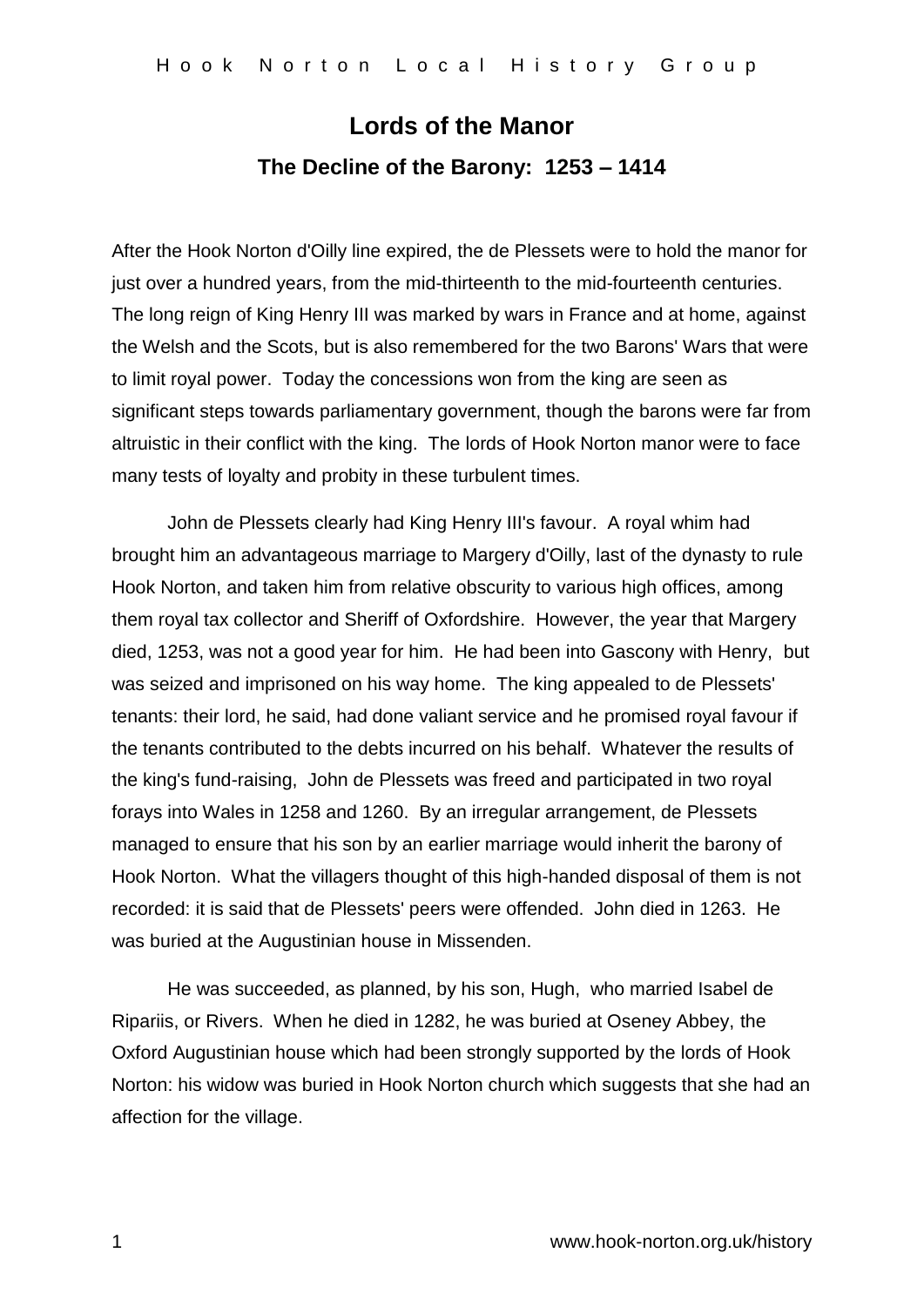# Lords of the Manor

## The Decline of the Barony: 1253 – 1414

After the Hook Norton d'Oilly line expired, the de Plessets were to hold the manor for just over a hundred years, from the mid-thirteenth to the mid-fourteenth centuries. The long reign of King Henry III was marked by wars in France and at home, against the Welsh and the Scots, but is also remembered for the two Barons' Wars that were to limit royal power. Today the concessions won from the king are seen as significant steps towards parliamentary government, though the barons were far from altruistic in their conflict with the king. The lords of Hook Norton manor were to face many tests of loyalty and probity in these turbulent times.

John de Plessets clearly had King Henry III's favour. A royal whim had brought him an advantageous marriage to Margery d'Oilly, last of the dynasty to rule Hook Norton, and taken him from relative obscurity to various high offices, among them royal tax collector and Sheriff of Oxfordshire. However, the year that Margery died, 1253, was not a good year for him. He had been into Gascony with Henry, but was seized and imprisoned on his way home. The king appealed to de Plessets' tenants: their lord, he said, had done valiant service and he promised royal favour if the tenants contributed to the debts incurred on his behalf. Whatever the results of the king's fund-raising, John de Plessets was freed and participated in two royal forays into Wales in 1258 and 1260. By an irregular arrangement, de Plessets managed to ensure that his son by an earlier marriage would inherit the barony of Hook Norton. What the villagers thought of this high-handed disposal of them is not recorded: it is said that de Plessets' peers were offended. John died in 1263. He was buried at the Augustinian house in Missenden.

He was succeeded, as planned, by his son, Hugh, who married Isabel de Ripariis, or Rivers. When he died in 1282, he was buried at Oseney Abbey, the Oxford Augustinian house which had been strongly supported by the lords of Hook Norton: his widow was buried in Hook Norton church which suggests that she had an affection for the village.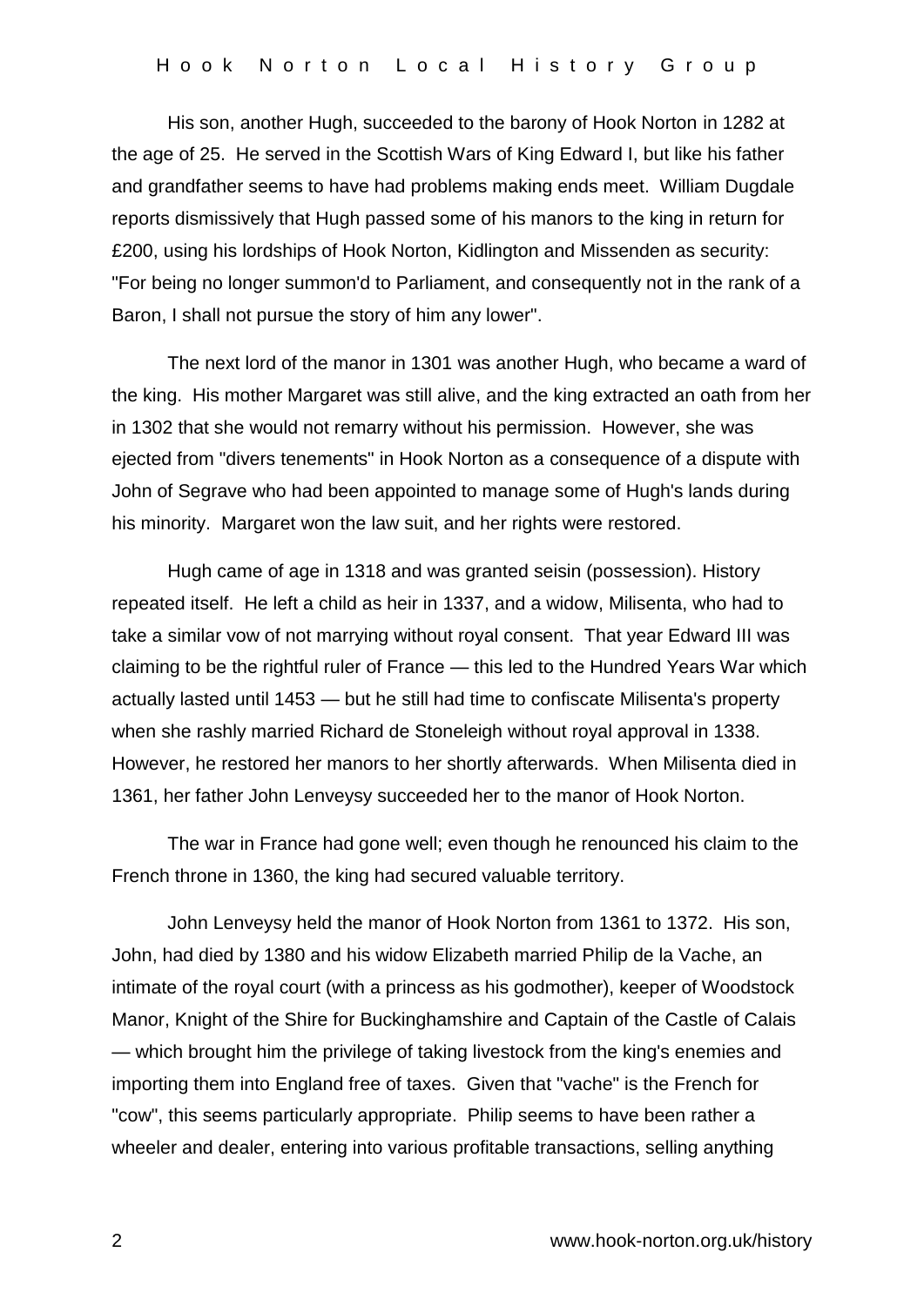His son, another Hugh, succeeded to the barony of Hook Norton in 1282 at the age of 25. He served in the Scottish Wars of King Edward I, but like his father and grandfather seems to have had problems making ends meet. William Dugdale reports dismissively that Hugh passed some of his manors to the king in return for £200, using his lordships of Hook Norton, Kidlington and Missenden as security: "For being no longer summon'd to Parliament, and consequently not in the rank of a Baron, I shall not pursue the story of him any lower".

The next lord of the manor in 1301 was another Hugh, who became a ward of the king. His mother Margaret was still alive, and the king extracted an oath from her in 1302 that she would not remarry without his permission. However, she was ejected from "divers tenements" in Hook Norton as a consequence of a dispute with John of Segrave who had been appointed to manage some of Hugh's lands during his minority. Margaret won the law suit, and her rights were restored.

Hugh came of age in 1318 and was granted seisin (possession). History repeated itself. He left a child as heir in 1337, and a widow, Milisenta, who had to take a similar vow of not marrying without royal consent. That year Edward III was claiming to be the rightful ruler of France — this led to the Hundred Years War which actually lasted until 1453 — but he still had time to confiscate Milisenta's property when she rashly married Richard de Stoneleigh without royal approval in 1338. However, he restored her manors to her shortly afterwards. When Milisenta died in 1361, her father John Lenveysy succeeded her to the manor of Hook Norton.

The war in France had gone well; even though he renounced his claim to the French throne in 1360, the king had secured valuable territory.

John Lenveysy held the manor of Hook Norton from 1361 to 1372. His son, John, had died by 1380 and his widow Elizabeth married Philip de la Vache, an intimate of the royal court (with a princess as his godmother), keeper of Woodstock Manor, Knight of the Shire for Buckinghamshire and Captain of the Castle of Calais — which brought him the privilege of taking livestock from the king's enemies and importing them into England free of taxes. Given that "vache" is the French for "cow", this seems particularly appropriate. Philip seems to have been rather a wheeler and dealer, entering into various profitable transactions, selling anything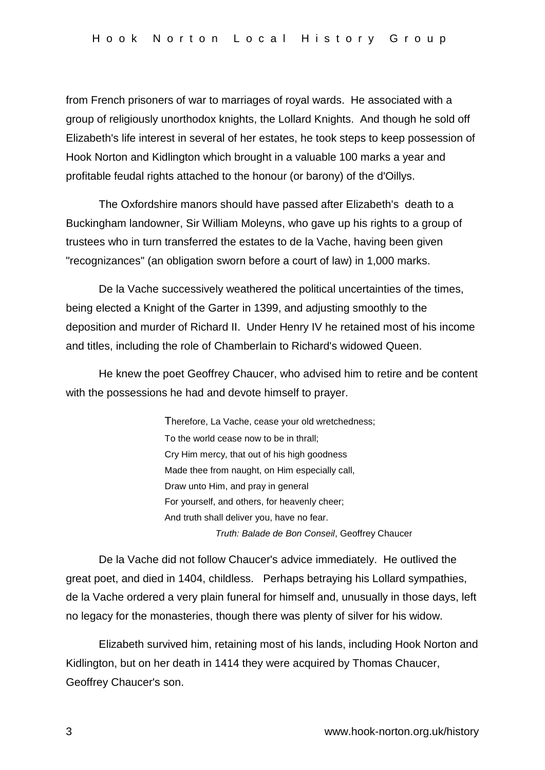from French prisoners of war to marriages of royal wards. He associated with a group of religiously unorthodox knights, the Lollard Knights. And though he sold off Elizabeth's life interest in several of her estates, he took steps to keep possession of Hook Norton and Kidlington which brought in a valuable 100 marks a year and profitable feudal rights attached to the honour (or barony) of the d'Oillys.

The Oxfordshire manors should have passed after Elizabeth's death to a Buckingham landowner, Sir William Moleyns, who gave up his rights to a group of trustees who in turn transferred the estates to de la Vache, having been given "recognizances" (an obligation sworn before a court of law) in 1,000 marks.

De la Vache successively weathered the political uncertainties of the times, being elected a Knight of the Garter in 1399, and adjusting smoothly to the deposition and murder of Richard II. Under Henry IV he retained most of his income and titles, including the role of Chamberlain to Richard's widowed Queen.

He knew the poet Geoffrey Chaucer, who advised him to retire and be content with the possessions he had and devote himself to prayer.

> Therefore, La Vache, cease your old wretchedness;
> To the world cease now to be in thrall;
> Cry Him mercy, that out of his high goodness
> Made thee from naught, on Him especially call,
> Draw unto Him, and pray in general
> For yourself, and others, for heavenly cheer;
> And truth shall deliver you, have no fear.
>
> *Truth: Balade de Bon Conseil*, Geoffrey Chaucer

De la Vache did not follow Chaucer's advice immediately. He outlived the great poet, and died in 1404, childless. Perhaps betraying his Lollard sympathies, de la Vache ordered a very plain funeral for himself and, unusually in those days, left no legacy for the monasteries, though there was plenty of silver for his widow.

Elizabeth survived him, retaining most of his lands, including Hook Norton and Kidlington, but on her death in 1414 they were acquired by Thomas Chaucer, Geoffrey Chaucer's son.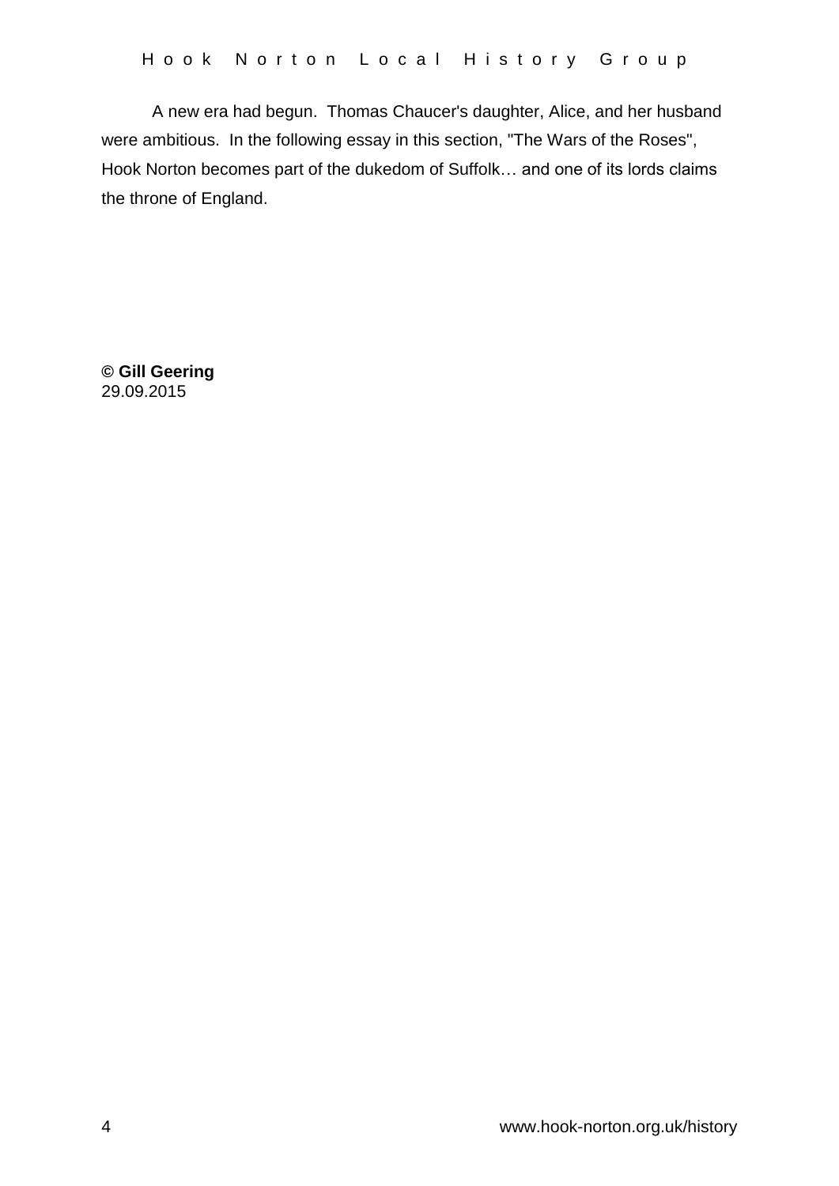A new era had begun. Thomas Chaucer's daughter, Alice, and her husband were ambitious. In the following essay in this section, "The Wars of the Roses", Hook Norton becomes part of the dukedom of Suffolk… and one of its lords claims the throne of England.

**© Gill Geering**
29.09.2015